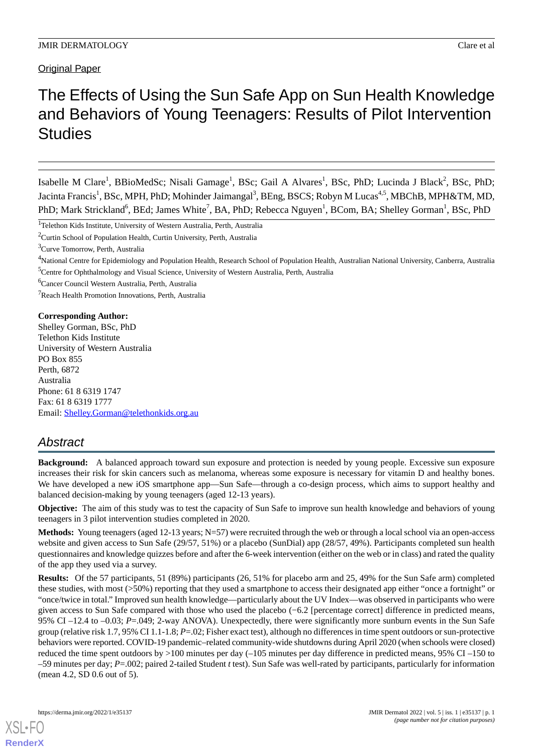Original Paper

# The Effects of Using the Sun Safe App on Sun Health Knowledge and Behaviors of Young Teenagers: Results of Pilot Intervention Studies

Isabelle M Clare[1], BBioMedSc; Nisali Gamage[1], BSc; Gail A Alvares[1], BSc, PhD; Lucinda J Black[2], BSc, PhD; Jacinta Francis[1], BSc, MPH, PhD; Mohinder Jaimangal[3], BEng, BSCS; Robyn M Lucas[4,5], MBChB, MPH&TM, MD, PhD; Mark Strickland[6], BEd; James White[7], BA, PhD; Rebecca Nguyen[1], BCom, BA; Shelley Gorman[1], BSc, PhD

[1]Telethon Kids Institute, University of Western Australia, Perth, Australia

[2]Curtin School of Population Health, Curtin University, Perth, Australia

[3]Curve Tomorrow, Perth, Australia

[4]National Centre for Epidemiology and Population Health, Research School of Population Health, Australian National University, Canberra, Australia

[5]Centre for Ophthalmology and Visual Science, University of Western Australia, Perth, Australia

[6]Cancer Council Western Australia, Perth, Australia

[7]Reach Health Promotion Innovations, Perth, Australia

**Corresponding Author:**
Shelley Gorman, BSc, PhD
Telethon Kids Institute
University of Western Australia
PO Box 855
Perth, 6872
Australia
Phone: 61 8 6319 1747
Fax: 61 8 6319 1777
Email: Shelley.Gorman@telethonkids.org.au

## Abstract

**Background:** A balanced approach toward sun exposure and protection is needed by young people. Excessive sun exposure increases their risk for skin cancers such as melanoma, whereas some exposure is necessary for vitamin D and healthy bones. We have developed a new iOS smartphone app—Sun Safe—through a co-design process, which aims to support healthy and balanced decision-making by young teenagers (aged 12-13 years).

**Objective:** The aim of this study was to test the capacity of Sun Safe to improve sun health knowledge and behaviors of young teenagers in 3 pilot intervention studies completed in 2020.

**Methods:** Young teenagers (aged 12-13 years; N=57) were recruited through the web or through a local school via an open-access website and given access to Sun Safe (29/57, 51%) or a placebo (SunDial) app (28/57, 49%). Participants completed sun health questionnaires and knowledge quizzes before and after the 6-week intervention (either on the web or in class) and rated the quality of the app they used via a survey.

**Results:** Of the 57 participants, 51 (89%) participants (26, 51% for placebo arm and 25, 49% for the Sun Safe arm) completed these studies, with most (>50%) reporting that they used a smartphone to access their designated app either "once a fortnight" or "once/twice in total." Improved sun health knowledge—particularly about the UV Index—was observed in participants who were given access to Sun Safe compared with those who used the placebo (−6.2 [percentage correct] difference in predicted means, 95% CI –12.4 to –0.03; *P*=.049; 2-way ANOVA). Unexpectedly, there were significantly more sunburn events in the Sun Safe group (relative risk 1.7, 95% CI 1.1-1.8; *P*=.02; Fisher exact test), although no differences in time spent outdoors or sun-protective behaviors were reported. COVID-19 pandemic–related community-wide shutdowns during April 2020 (when schools were closed) reduced the time spent outdoors by >100 minutes per day (–105 minutes per day difference in predicted means, 95% CI –150 to –59 minutes per day; *P*=.002; paired 2-tailed Student *t* test). Sun Safe was well-rated by participants, particularly for information (mean 4.2, SD 0.6 out of 5).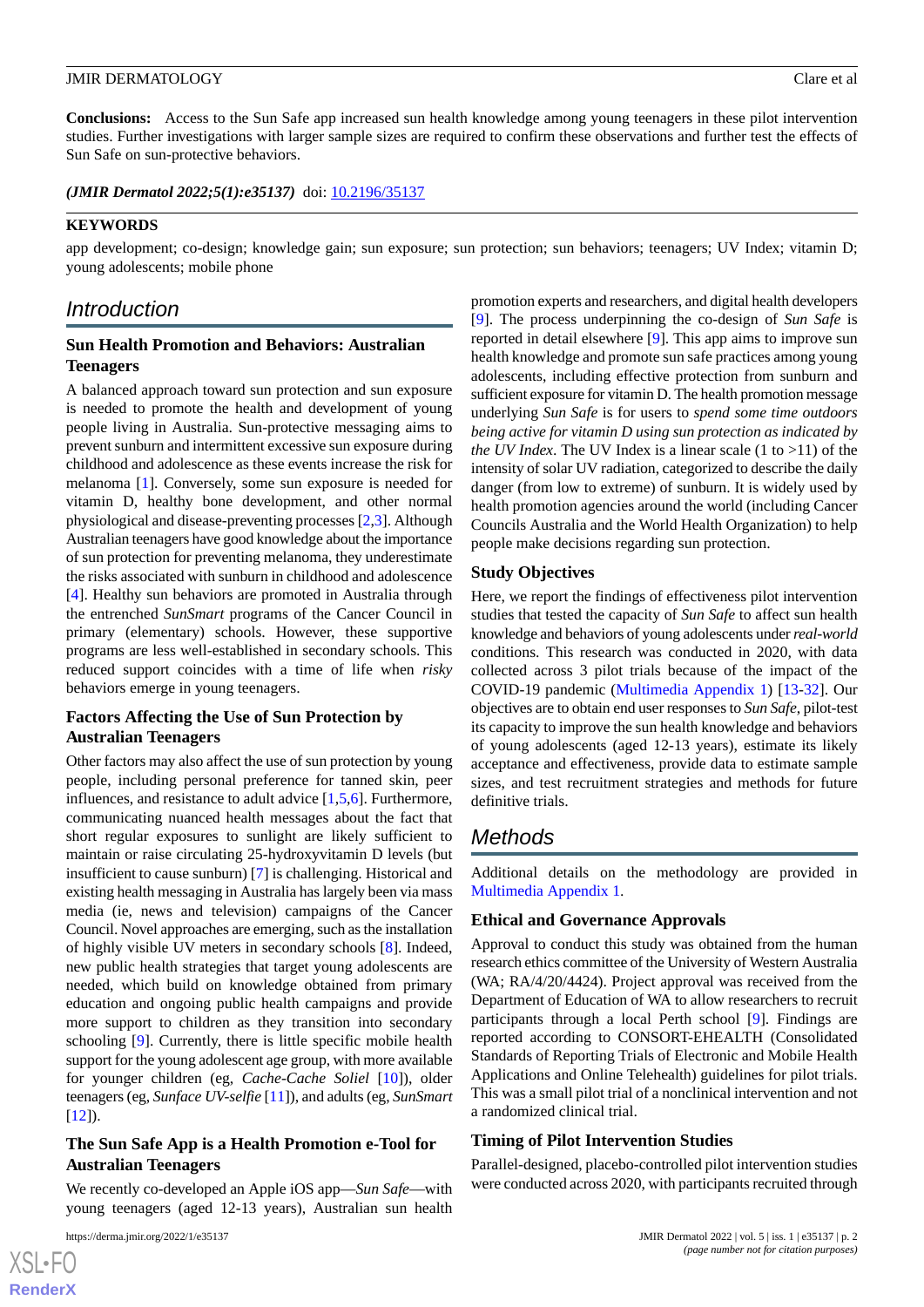**Conclusions:** Access to the Sun Safe app increased sun health knowledge among young teenagers in these pilot intervention studies. Further investigations with larger sample sizes are required to confirm these observations and further test the effects of Sun Safe on sun-protective behaviors.

***(JMIR Dermatol 2022;5(1):e35137)*** doi: 10.2196/35137

**KEYWORDS**

app development; co-design; knowledge gain; sun exposure; sun protection; sun behaviors; teenagers; UV Index; vitamin D; young adolescents; mobile phone

## Introduction

### Sun Health Promotion and Behaviors: Australian Teenagers

A balanced approach toward sun protection and sun exposure is needed to promote the health and development of young people living in Australia. Sun-protective messaging aims to prevent sunburn and intermittent excessive sun exposure during childhood and adolescence as these events increase the risk for melanoma [1]. Conversely, some sun exposure is needed for vitamin D, healthy bone development, and other normal physiological and disease-preventing processes [2,3]. Although Australian teenagers have good knowledge about the importance of sun protection for preventing melanoma, they underestimate the risks associated with sunburn in childhood and adolescence [4]. Healthy sun behaviors are promoted in Australia through the entrenched *SunSmart* programs of the Cancer Council in primary (elementary) schools. However, these supportive programs are less well-established in secondary schools. This reduced support coincides with a time of life when *risky* behaviors emerge in young teenagers.

### Factors Affecting the Use of Sun Protection by Australian Teenagers

Other factors may also affect the use of sun protection by young people, including personal preference for tanned skin, peer influences, and resistance to adult advice [1,5,6]. Furthermore, communicating nuanced health messages about the fact that short regular exposures to sunlight are likely sufficient to maintain or raise circulating 25-hydroxyvitamin D levels (but insufficient to cause sunburn) [7] is challenging. Historical and existing health messaging in Australia has largely been via mass media (ie, news and television) campaigns of the Cancer Council. Novel approaches are emerging, such as the installation of highly visible UV meters in secondary schools [8]. Indeed, new public health strategies that target young adolescents are needed, which build on knowledge obtained from primary education and ongoing public health campaigns and provide more support to children as they transition into secondary schooling [9]. Currently, there is little specific mobile health support for the young adolescent age group, with more available for younger children (eg, *Cache-Cache Soliel* [10]), older teenagers (eg, *Sunface UV-selfie* [11]), and adults (eg, *SunSmart* [12]).

### The Sun Safe App is a Health Promotion e-Tool for Australian Teenagers

We recently co-developed an Apple iOS app—*Sun Safe*—with young teenagers (aged 12-13 years), Australian sun health promotion experts and researchers, and digital health developers [9]. The process underpinning the co-design of *Sun Safe* is reported in detail elsewhere [9]. This app aims to improve sun health knowledge and promote sun safe practices among young adolescents, including effective protection from sunburn and sufficient exposure for vitamin D. The health promotion message underlying *Sun Safe* is for users to *spend some time outdoors being active for vitamin D using sun protection as indicated by the UV Index*. The UV Index is a linear scale (1 to >11) of the intensity of solar UV radiation, categorized to describe the daily danger (from low to extreme) of sunburn. It is widely used by health promotion agencies around the world (including Cancer Councils Australia and the World Health Organization) to help people make decisions regarding sun protection.

### Study Objectives

Here, we report the findings of effectiveness pilot intervention studies that tested the capacity of *Sun Safe* to affect sun health knowledge and behaviors of young adolescents under *real-world* conditions. This research was conducted in 2020, with data collected across 3 pilot trials because of the impact of the COVID-19 pandemic (Multimedia Appendix 1) [13-32]. Our objectives are to obtain end user responses to *Sun Safe*, pilot-test its capacity to improve the sun health knowledge and behaviors of young adolescents (aged 12-13 years), estimate its likely acceptance and effectiveness, provide data to estimate sample sizes, and test recruitment strategies and methods for future definitive trials.

## Methods

Additional details on the methodology are provided in Multimedia Appendix 1.

### Ethical and Governance Approvals

Approval to conduct this study was obtained from the human research ethics committee of the University of Western Australia (WA; RA/4/20/4424). Project approval was received from the Department of Education of WA to allow researchers to recruit participants through a local Perth school [9]. Findings are reported according to CONSORT-EHEALTH (Consolidated Standards of Reporting Trials of Electronic and Mobile Health Applications and Online Telehealth) guidelines for pilot trials. This was a small pilot trial of a nonclinical intervention and not a randomized clinical trial.

### Timing of Pilot Intervention Studies

Parallel-designed, placebo-controlled pilot intervention studies were conducted across 2020, with participants recruited through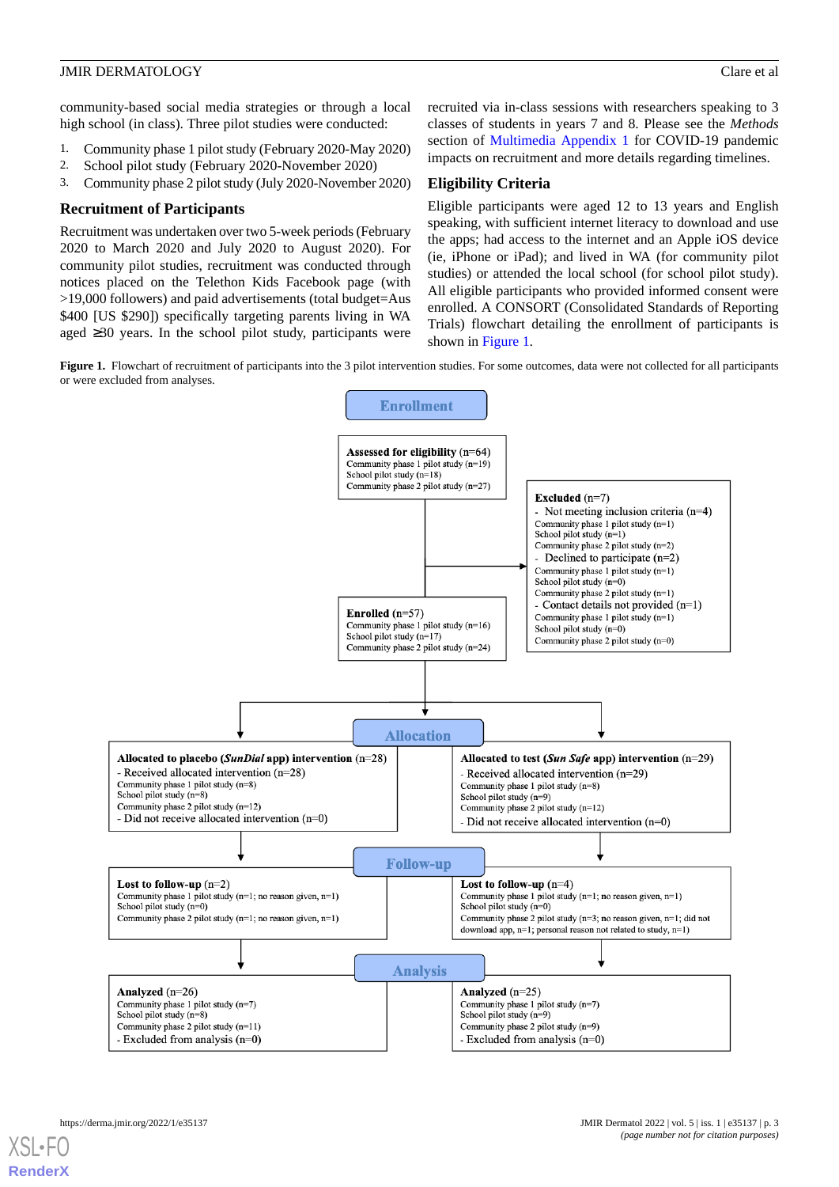community-based social media strategies or through a local high school (in class). Three pilot studies were conducted:

1. Community phase 1 pilot study (February 2020-May 2020)
2. School pilot study (February 2020-November 2020)
3. Community phase 2 pilot study (July 2020-November 2020)

### Recruitment of Participants

Recruitment was undertaken over two 5-week periods (February 2020 to March 2020 and July 2020 to August 2020). For community pilot studies, recruitment was conducted through notices placed on the Telethon Kids Facebook page (with >19,000 followers) and paid advertisements (total budget=Aus $400 [US $290]) specifically targeting parents living in WA aged ≥30 years. In the school pilot study, participants were recruited via in-class sessions with researchers speaking to 3 classes of students in years 7 and 8. Please see the *Methods* section of Multimedia Appendix 1 for COVID-19 pandemic impacts on recruitment and more details regarding timelines.

### Eligibility Criteria

Eligible participants were aged 12 to 13 years and English speaking, with sufficient internet literacy to download and use the apps; had access to the internet and an Apple iOS device (ie, iPhone or iPad); and lived in WA (for community pilot studies) or attended the local school (for school pilot study). All eligible participants who provided informed consent were enrolled. A CONSORT (Consolidated Standards of Reporting Trials) flowchart detailing the enrollment of participants is shown in Figure 1.

**Figure 1.** Flowchart of recruitment of participants into the 3 pilot intervention studies. For some outcomes, data were not collected for all participants or were excluded from analyses.

**Enrollment**

**Assessed for eligibility** (n=64)
Community phase 1 pilot study (n=19)
School pilot study (n=18)
Community phase 2 pilot study (n=27)

**Excluded** (n=7)
- Not meeting inclusion criteria (n=4)
  Community phase 1 pilot study (n=1)
  School pilot study (n=1)
  Community phase 2 pilot study (n=2)
- Declined to participate (n=2)
  Community phase 1 pilot study (n=1)
  School pilot study (n=0)
  Community phase 2 pilot study (n=1)
- Contact details not provided (n=1)
  Community phase 1 pilot study (n=1)
  School pilot study (n=0)
  Community phase 2 pilot study (n=0)

**Enrolled** (n=57)
Community phase 1 pilot study (n=16)
School pilot study (n=17)
Community phase 2 pilot study (n=24)

**Allocation**

**Allocated to placebo (*SunDial* app) intervention** (n=28)
- Received allocated intervention (n=28)
  Community phase 1 pilot study (n=8)
  School pilot study (n=8)
  Community phase 2 pilot study (n=12)
- Did not receive allocated intervention (n=0)

**Allocated to test (*Sun Safe* app) intervention** (n=29)
- Received allocated intervention (n=29)
  Community phase 1 pilot study (n=8)
  School pilot study (n=9)
  Community phase 2 pilot study (n=12)
- Did not receive allocated intervention (n=0)

**Follow-up**

**Lost to follow-up** (n=2)
Community phase 1 pilot study (n=1; no reason given, n=1)
School pilot study (n=0)
Community phase 2 pilot study (n=1; no reason given, n=1)

**Lost to follow-up** (n=4)
Community phase 1 pilot study (n=1; no reason given, n=1)
School pilot study (n=0)
Community phase 2 pilot study (n=3; no reason given, n=1; did not download app, n=1; personal reason not related to study, n=1)

**Analysis**

**Analyzed** (n=26)
Community phase 1 pilot study (n=7)
School pilot study (n=8)
Community phase 2 pilot study (n=11)
- Excluded from analysis (n=0)

**Analyzed** (n=25)
Community phase 1 pilot study (n=7)
School pilot study (n=9)
Community phase 2 pilot study (n=9)
- Excluded from analysis (n=0)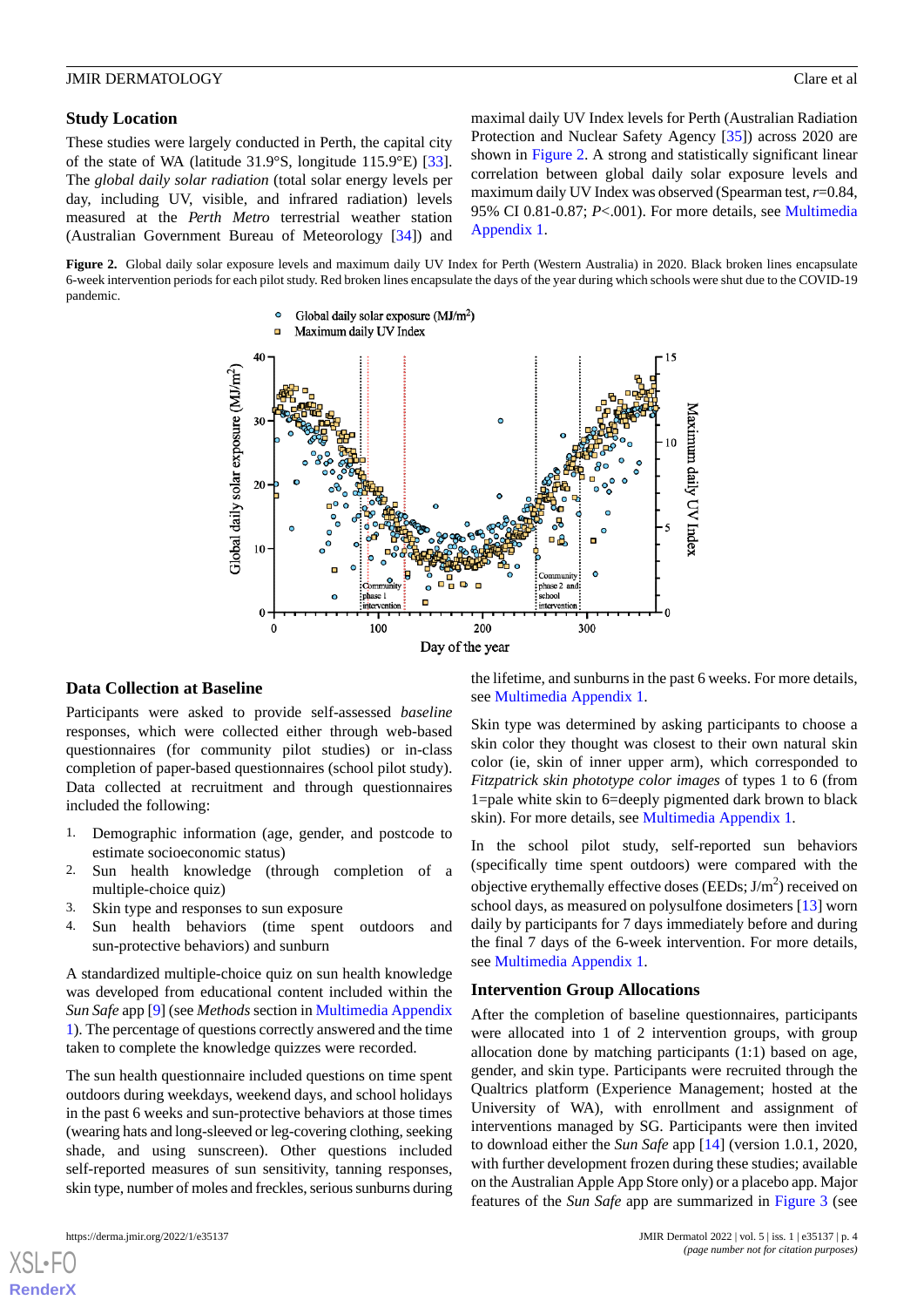## Study Location

These studies were largely conducted in Perth, the capital city of the state of WA (latitude 31.9°S, longitude 115.9°E) [33]. The *global daily solar radiation* (total solar energy levels per day, including UV, visible, and infrared radiation) levels measured at the *Perth Metro* terrestrial weather station (Australian Government Bureau of Meteorology [34]) and maximal daily UV Index levels for Perth (Australian Radiation Protection and Nuclear Safety Agency [35]) across 2020 are shown in Figure 2. A strong and statistically significant linear correlation between global daily solar exposure levels and maximum daily UV Index was observed (Spearman test, $r$=0.84, 95% CI 0.81-0.87; $P$<.001). For more details, see Multimedia Appendix 1.

**Figure 2.** Global daily solar exposure levels and maximum daily UV Index for Perth (Western Australia) in 2020. Black broken lines encapsulate 6-week intervention periods for each pilot study. Red broken lines encapsulate the days of the year during which schools were shut due to the COVID-19 pandemic.

## Data Collection at Baseline

Participants were asked to provide self-assessed *baseline* responses, which were collected either through web-based questionnaires (for community pilot studies) or in-class completion of paper-based questionnaires (school pilot study). Data collected at recruitment and through questionnaires included the following:

1. Demographic information (age, gender, and postcode to estimate socioeconomic status)
2. Sun health knowledge (through completion of a multiple-choice quiz)
3. Skin type and responses to sun exposure
4. Sun health behaviors (time spent outdoors and sun-protective behaviors) and sunburn

A standardized multiple-choice quiz on sun health knowledge was developed from educational content included within the *Sun Safe* app [9] (see *Methods* section in Multimedia Appendix 1). The percentage of questions correctly answered and the time taken to complete the knowledge quizzes were recorded.

The sun health questionnaire included questions on time spent outdoors during weekdays, weekend days, and school holidays in the past 6 weeks and sun-protective behaviors at those times (wearing hats and long-sleeved or leg-covering clothing, seeking shade, and using sunscreen). Other questions included self-reported measures of sun sensitivity, tanning responses, skin type, number of moles and freckles, serious sunburns during the lifetime, and sunburns in the past 6 weeks. For more details, see Multimedia Appendix 1.

Skin type was determined by asking participants to choose a skin color they thought was closest to their own natural skin color (ie, skin of inner upper arm), which corresponded to *Fitzpatrick skin phototype color images* of types 1 to 6 (from 1=pale white skin to 6=deeply pigmented dark brown to black skin). For more details, see Multimedia Appendix 1.

In the school pilot study, self-reported sun behaviors (specifically time spent outdoors) were compared with the objective erythemally effective doses (EEDs; J/m$^2$) received on school days, as measured on polysulfone dosimeters [13] worn daily by participants for 7 days immediately before and during the final 7 days of the 6-week intervention. For more details, see Multimedia Appendix 1.

## Intervention Group Allocations

After the completion of baseline questionnaires, participants were allocated into 1 of 2 intervention groups, with group allocation done by matching participants (1:1) based on age, gender, and skin type. Participants were recruited through the Qualtrics platform (Experience Management; hosted at the University of WA), with enrollment and assignment of interventions managed by SG. Participants were then invited to download either the *Sun Safe* app [14] (version 1.0.1, 2020, with further development frozen during these studies; available on the Australian Apple App Store only) or a placebo app. Major features of the *Sun Safe* app are summarized in Figure 3 (see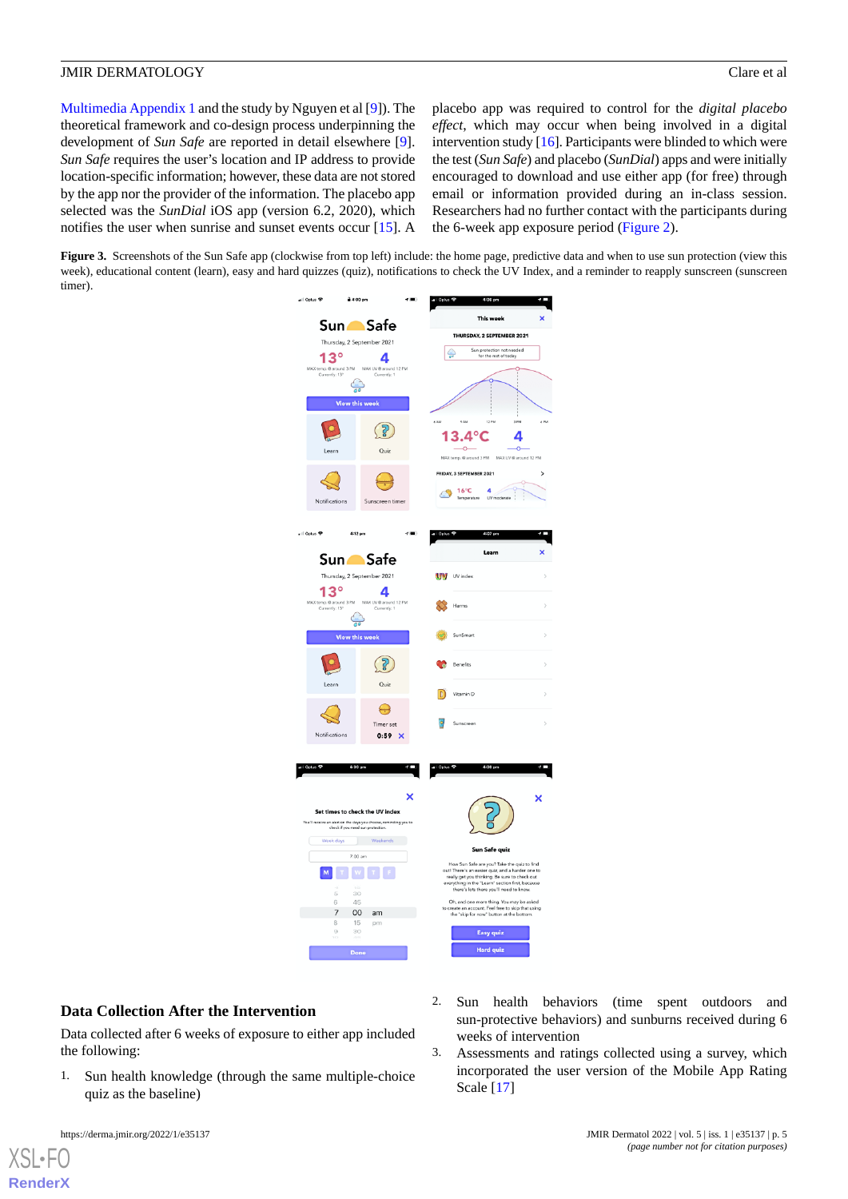Multimedia Appendix 1 and the study by Nguyen et al [9]). The theoretical framework and co-design process underpinning the development of *Sun Safe* are reported in detail elsewhere [9]. *Sun Safe* requires the user's location and IP address to provide location-specific information; however, these data are not stored by the app nor the provider of the information. The placebo app selected was the *SunDial* iOS app (version 6.2, 2020), which notifies the user when sunrise and sunset events occur [15]. A placebo app was required to control for the *digital placebo effect*, which may occur when being involved in a digital intervention study [16]. Participants were blinded to which were the test (*Sun Safe*) and placebo (*SunDial*) apps and were initially encouraged to download and use either app (for free) through email or information provided during an in-class session. Researchers had no further contact with the participants during the 6-week app exposure period (Figure 2).

**Figure 3.** Screenshots of the Sun Safe app (clockwise from top left) include: the home page, predictive data and when to use sun protection (view this week), educational content (learn), easy and hard quizzes (quiz), notifications to check the UV Index, and a reminder to reapply sunscreen (sunscreen timer).

## Data Collection After the Intervention

Data collected after 6 weeks of exposure to either app included the following:

1. Sun health knowledge (through the same multiple-choice quiz as the baseline)
2. Sun health behaviors (time spent outdoors and sun-protective behaviors) and sunburns received during 6 weeks of intervention
3. Assessments and ratings collected using a survey, which incorporated the user version of the Mobile App Rating Scale [17]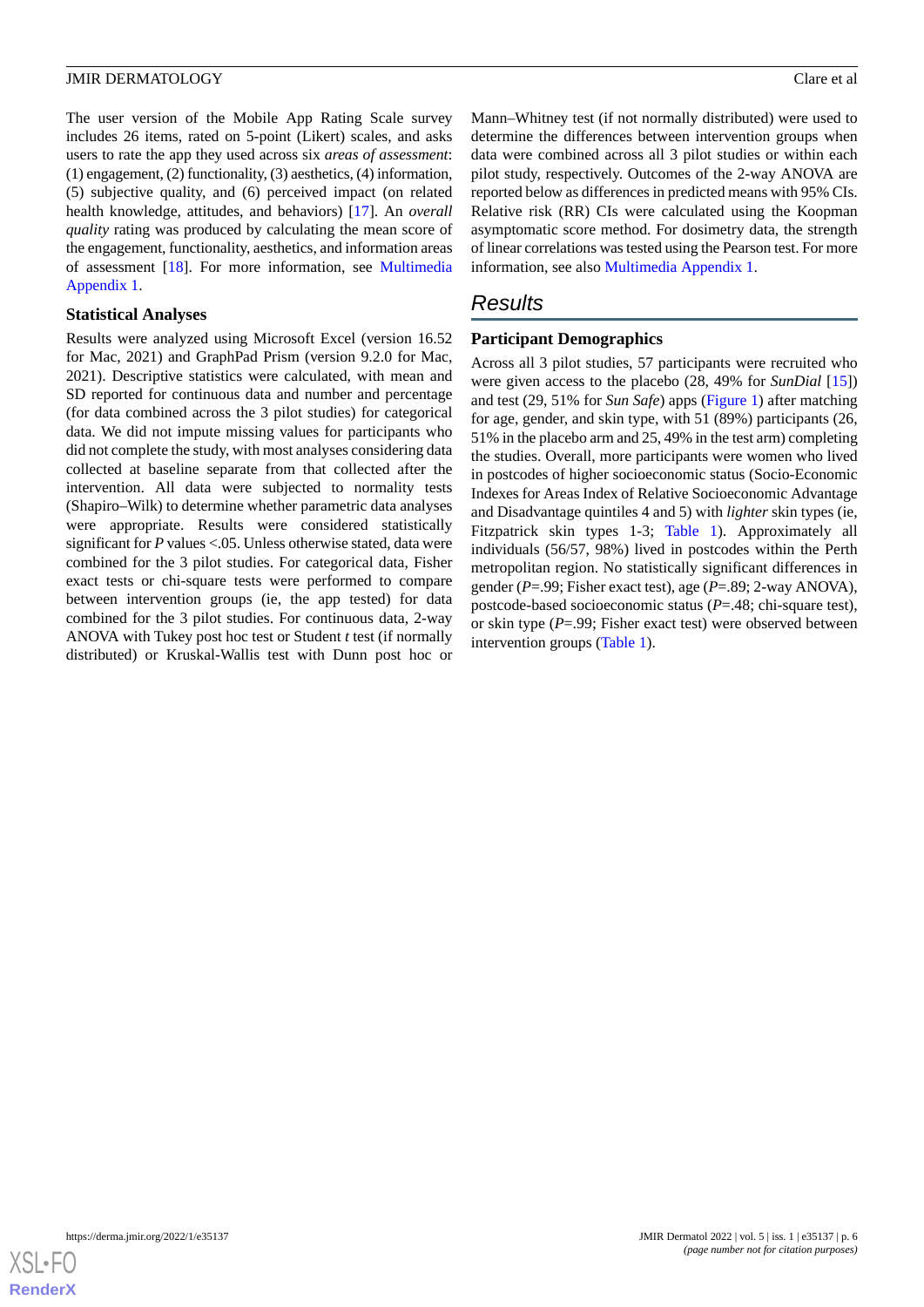The user version of the Mobile App Rating Scale survey includes 26 items, rated on 5-point (Likert) scales, and asks users to rate the app they used across six *areas of assessment*: (1) engagement, (2) functionality, (3) aesthetics, (4) information, (5) subjective quality, and (6) perceived impact (on related health knowledge, attitudes, and behaviors) [17]. An *overall quality* rating was produced by calculating the mean score of the engagement, functionality, aesthetics, and information areas of assessment [18]. For more information, see Multimedia Appendix 1.

### Statistical Analyses

Results were analyzed using Microsoft Excel (version 16.52 for Mac, 2021) and GraphPad Prism (version 9.2.0 for Mac, 2021). Descriptive statistics were calculated, with mean and SD reported for continuous data and number and percentage (for data combined across the 3 pilot studies) for categorical data. We did not impute missing values for participants who did not complete the study, with most analyses considering data collected at baseline separate from that collected after the intervention. All data were subjected to normality tests (Shapiro–Wilk) to determine whether parametric data analyses were appropriate. Results were considered statistically significant for *P* values <.05. Unless otherwise stated, data were combined for the 3 pilot studies. For categorical data, Fisher exact tests or chi-square tests were performed to compare between intervention groups (ie, the app tested) for data combined across the 3 pilot studies. For continuous data, 2-way ANOVA with Tukey post hoc test or Student *t* test (if normally distributed) or Kruskal-Wallis test with Dunn post hoc or Mann–Whitney test (if not normally distributed) were used to determine the differences between intervention groups when data were combined across all 3 pilot studies or within each pilot study, respectively. Outcomes of the 2-way ANOVA are reported below as differences in predicted means with 95% CIs. Relative risk (RR) CIs were calculated using the Koopman asymptomatic score method. For dosimetry data, the strength of linear correlations was tested using the Pearson test. For more information, see also Multimedia Appendix 1.

## Results

### Participant Demographics

Across all 3 pilot studies, 57 participants were recruited who were given access to the placebo (28, 49% for *SunDial* [15]) and test (29, 51% for *Sun Safe*) apps (Figure 1) after matching for age, gender, and skin type, with 51 (89%) participants (26, 51% in the placebo arm and 25, 49% in the test arm) completing the studies. Overall, more participants were women who lived in postcodes of higher socioeconomic status (Socio-Economic Indexes for Areas Index of Relative Socioeconomic Advantage and Disadvantage quintiles 4 and 5) with *lighter* skin types (ie, Fitzpatrick skin types 1-3; Table 1). Approximately all individuals (56/57, 98%) lived in postcodes within the Perth metropolitan region. No statistically significant differences in gender (*P*=.99; Fisher exact test), age (*P*=.89; 2-way ANOVA), postcode-based socioeconomic status (*P*=.48; chi-square test), or skin type (*P*=.99; Fisher exact test) were observed between intervention groups (Table 1).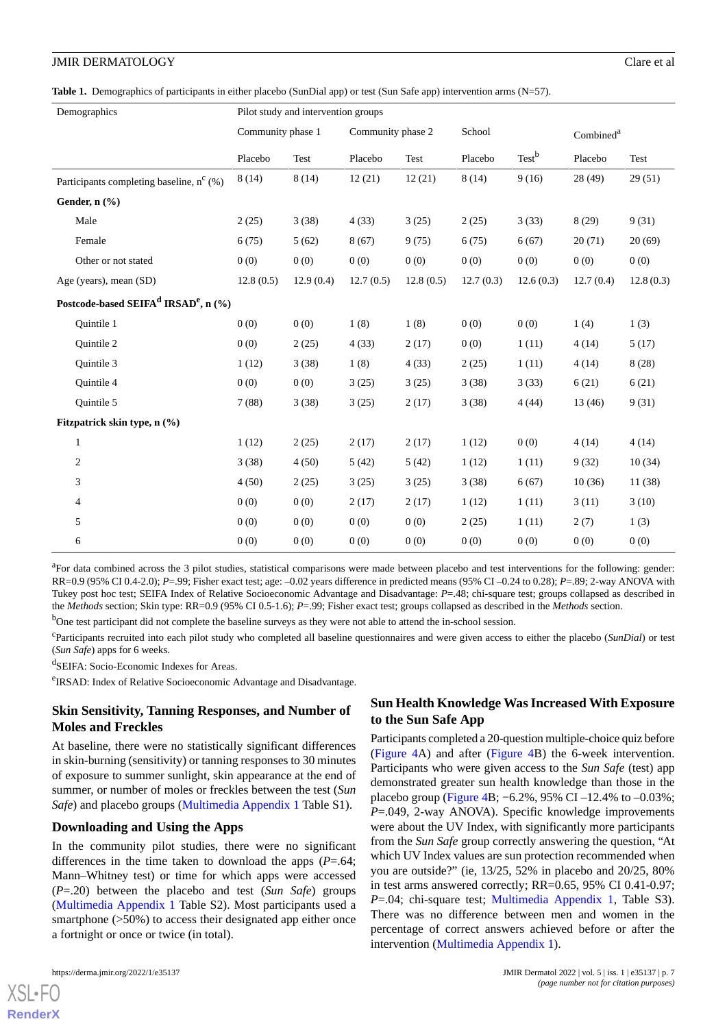**Table 1.** Demographics of participants in either placebo (SunDial app) or test (Sun Safe app) intervention arms (N=57).

| Demographics | Pilot study and intervention groups | | | | | | | |
|---|---|---|---|---|---|---|---|---|
| | Community phase 1 | | Community phase 2 | | School | | Combined[a] | |
| | Placebo | Test | Placebo | Test | Placebo | Test[b] | Placebo | Test |
| Participants completing baseline, n[c] (%) | 8 (14) | 8 (14) | 12 (21) | 12 (21) | 8 (14) | 9 (16) | 28 (49) | 29 (51) |
| **Gender, n (%)** | | | | | | | | |
| Male | 2 (25) | 3 (38) | 4 (33) | 3 (25) | 2 (25) | 3 (33) | 8 (29) | 9 (31) |
| Female | 6 (75) | 5 (62) | 8 (67) | 9 (75) | 6 (75) | 6 (67) | 20 (71) | 20 (69) |
| Other or not stated | 0 (0) | 0 (0) | 0 (0) | 0 (0) | 0 (0) | 0 (0) | 0 (0) | 0 (0) |
| Age (years), mean (SD) | 12.8 (0.5) | 12.9 (0.4) | 12.7 (0.5) | 12.8 (0.5) | 12.7 (0.3) | 12.6 (0.3) | 12.7 (0.4) | 12.8 (0.3) |
| **Postcode-based SEIFA[d] IRSAD[e], n (%)** | | | | | | | | |
| Quintile 1 | 0 (0) | 0 (0) | 1 (8) | 1 (8) | 0 (0) | 0 (0) | 1 (4) | 1 (3) |
| Quintile 2 | 0 (0) | 2 (25) | 4 (33) | 2 (17) | 0 (0) | 1 (11) | 4 (14) | 5 (17) |
| Quintile 3 | 1 (12) | 3 (38) | 1 (8) | 4 (33) | 2 (25) | 1 (11) | 4 (14) | 8 (28) |
| Quintile 4 | 0 (0) | 0 (0) | 3 (25) | 3 (25) | 3 (38) | 3 (33) | 6 (21) | 6 (21) |
| Quintile 5 | 7 (88) | 3 (38) | 3 (25) | 2 (17) | 3 (38) | 4 (44) | 13 (46) | 9 (31) |
| **Fitzpatrick skin type, n (%)** | | | | | | | | |
| 1 | 1 (12) | 2 (25) | 2 (17) | 2 (17) | 1 (12) | 0 (0) | 4 (14) | 4 (14) |
| 2 | 3 (38) | 4 (50) | 5 (42) | 5 (42) | 1 (12) | 1 (11) | 9 (32) | 10 (34) |
| 3 | 4 (50) | 2 (25) | 3 (25) | 3 (25) | 3 (38) | 6 (67) | 10 (36) | 11 (38) |
| 4 | 0 (0) | 0 (0) | 2 (17) | 2 (17) | 1 (12) | 1 (11) | 3 (11) | 3 (10) |
| 5 | 0 (0) | 0 (0) | 0 (0) | 0 (0) | 2 (25) | 1 (11) | 2 (7) | 1 (3) |
| 6 | 0 (0) | 0 (0) | 0 (0) | 0 (0) | 0 (0) | 0 (0) | 0 (0) | 0 (0) |

[a]For data combined across the 3 pilot studies, statistical comparisons were made between placebo and test interventions for the following: gender: RR=0.9 (95% CI 0.4-2.0); *P*=.99; Fisher exact test; age: –0.02 years difference in predicted means (95% CI –0.24 to 0.28); *P*=.89; 2-way ANOVA with Tukey post hoc test; SEIFA Index of Relative Socioeconomic Advantage and Disadvantage: *P*=.48; chi-square test; groups collapsed as described in the *Methods* section; Skin type: RR=0.9 (95% CI 0.5-1.6); *P*=.99; Fisher exact test; groups collapsed as described in the *Methods* section.

[b]One test participant did not complete the baseline surveys as they were not able to attend the in-school session.

[c]Participants recruited into each pilot study who completed all baseline questionnaires and were given access to either the placebo (*SunDial*) or test (*Sun Safe*) apps for 6 weeks.

[d]SEIFA: Socio-Economic Indexes for Areas.

[e]IRSAD: Index of Relative Socioeconomic Advantage and Disadvantage.

### Skin Sensitivity, Tanning Responses, and Number of Moles and Freckles

At baseline, there were no statistically significant differences in skin-burning (sensitivity) or tanning responses to 30 minutes of exposure to summer sunlight, skin appearance at the end of summer, or number of moles or freckles between the test (*Sun Safe*) and placebo groups (Multimedia Appendix 1 Table S1).

### Downloading and Using the Apps

In the community pilot studies, there were no significant differences in the time taken to download the apps (*P*=.64; Mann–Whitney test) or time for which apps were accessed (*P*=.20) between the placebo and test (*Sun Safe*) groups (Multimedia Appendix 1 Table S2). Most participants used a smartphone (>50%) to access their designated app either once a fortnight or once or twice (in total).

### Sun Health Knowledge Was Increased With Exposure to the Sun Safe App

Participants completed a 20-question multiple-choice quiz before (Figure 4A) and after (Figure 4B) the 6-week intervention. Participants who were given access to the *Sun Safe* (test) app demonstrated greater sun health knowledge than those in the placebo group (Figure 4B; −6.2%, 95% CI –12.4% to –0.03%; *P*=.049, 2-way ANOVA). Specific knowledge improvements were about the UV Index, with significantly more participants from the *Sun Safe* group correctly answering the question, "At which UV Index values are sun protection recommended when you are outside?" (ie, 13/25, 52% in placebo and 20/25, 80% in test arms answered correctly; RR=0.65, 95% CI 0.41-0.97; *P*=.04; chi-square test; Multimedia Appendix 1, Table S3). There was no difference between men and women in the percentage of correct answers achieved before or after the intervention (Multimedia Appendix 1).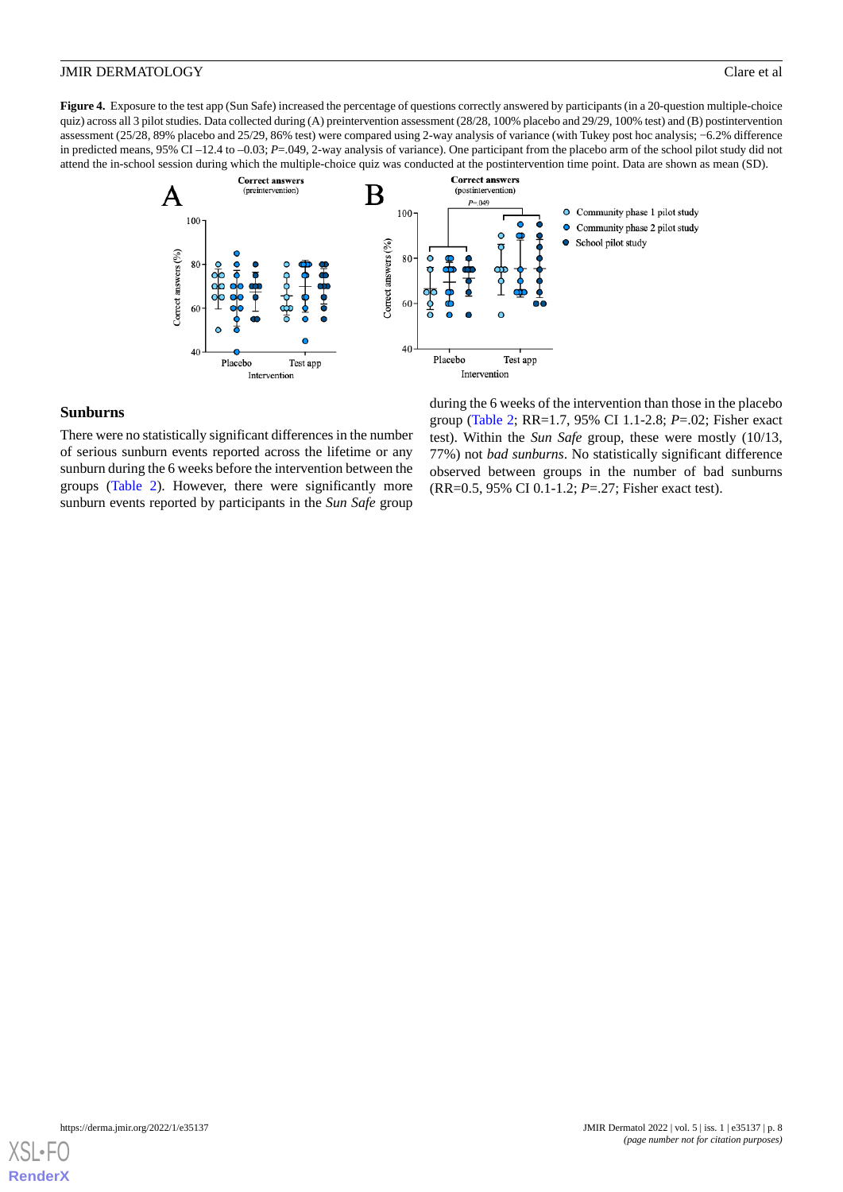**Figure 4.** Exposure to the test app (Sun Safe) increased the percentage of questions correctly answered by participants (in a 20-question multiple-choice quiz) across all 3 pilot studies. Data collected during (A) preintervention assessment (28/28, 100% placebo and 29/29, 100% test) and (B) postintervention assessment (25/28, 89% placebo and 25/29, 86% test) were compared using 2-way analysis of variance (with Tukey post hoc analysis; −6.2% difference in predicted means, 95% CI –12.4 to –0.03; *P*=.049, 2-way analysis of variance). One participant from the placebo arm of the school pilot study did not attend the in-school session during which the multiple-choice quiz was conducted at the postintervention time point. Data are shown as mean (SD).

## Sunburns

There were no statistically significant differences in the number of serious sunburn events reported across the lifetime or any sunburn during the 6 weeks before the intervention between the groups (Table 2). However, there were significantly more sunburn events reported by participants in the *Sun Safe* group during the 6 weeks of the intervention than those in the placebo group (Table 2; RR=1.7, 95% CI 1.1-2.8; *P*=.02; Fisher exact test). Within the *Sun Safe* group, these were mostly (10/13, 77%) not *bad sunburns*. No statistically significant difference observed between groups in the number of bad sunburns (RR=0.5, 95% CI 0.1-1.2; *P*=.27; Fisher exact test).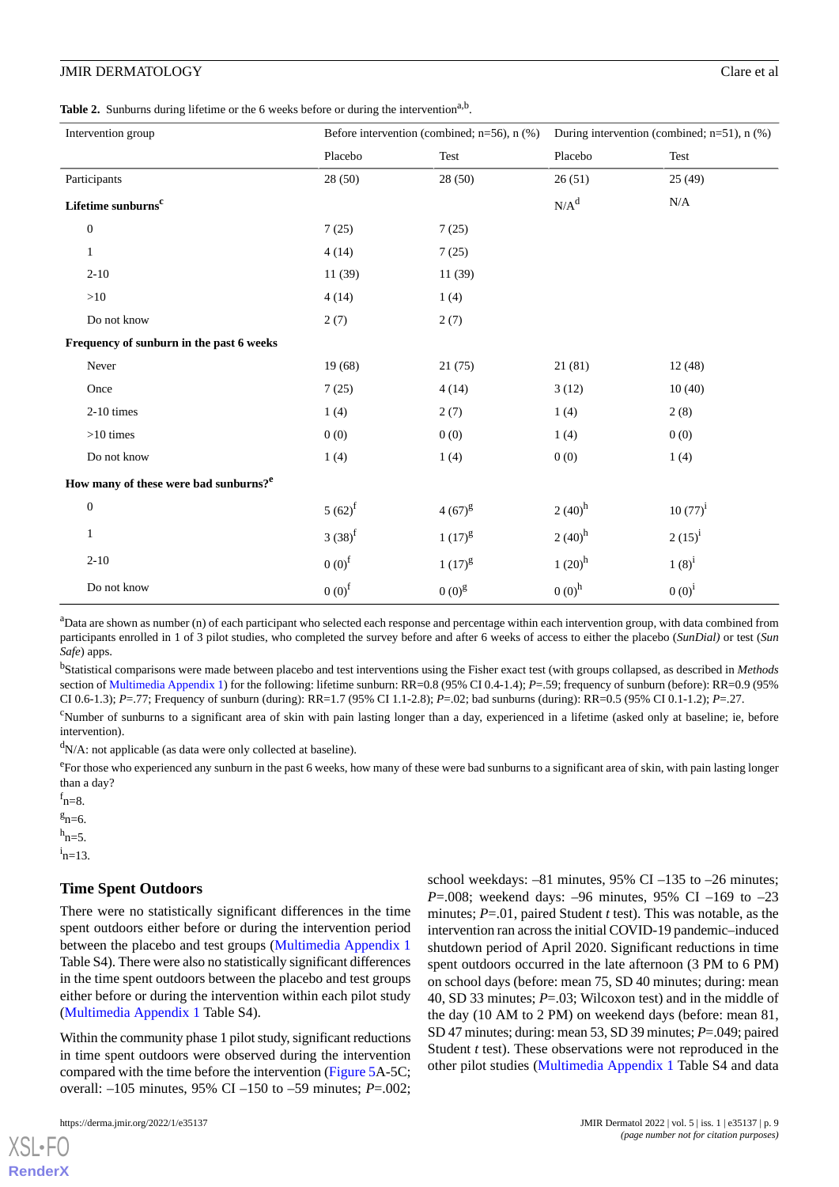**Table 2.** Sunburns during lifetime or the 6 weeks before or during the intervention[a,b].

| Intervention group | Before intervention (combined; n=56), n (%) | | During intervention (combined; n=51), n (%) | |
|---|---|---|---|---|
| | Placebo | Test | Placebo | Test |
| Participants | 28 (50) | 28 (50) | 26 (51) | 25 (49) |
| **Lifetime sunburns**[c] | | | N/A[d] | N/A |
| 0 | 7 (25) | 7 (25) | | |
| 1 | 4 (14) | 7 (25) | | |
| 2-10 | 11 (39) | 11 (39) | | |
| >10 | 4 (14) | 1 (4) | | |
| Do not know | 2 (7) | 2 (7) | | |
| **Frequency of sunburn in the past 6 weeks** | | | | |
| Never | 19 (68) | 21 (75) | 21 (81) | 12 (48) |
| Once | 7 (25) | 4 (14) | 3 (12) | 10 (40) |
| 2-10 times | 1 (4) | 2 (7) | 1 (4) | 2 (8) |
| >10 times | 0 (0) | 0 (0) | 1 (4) | 0 (0) |
| Do not know | 1 (4) | 1 (4) | 0 (0) | 1 (4) |
| **How many of these were bad sunburns?**[e] | | | | |
| 0 | 5 (62)[f] | 4 (67)[g] | 2 (40)[h] | 10 (77)[i] |
| 1 | 3 (38)[f] | 1 (17)[g] | 2 (40)[h] | 2 (15)[i] |
| 2-10 | 0 (0)[f] | 1 (17)[g] | 1 (20)[h] | 1 (8)[i] |
| Do not know | 0 (0)[f] | 0 (0)[g] | 0 (0)[h] | 0 (0)[i] |

[a]Data are shown as number (n) of each participant who selected each response and percentage within each intervention group, with data combined from participants enrolled in 1 of 3 pilot studies, who completed the survey before and after 6 weeks of access to either the placebo (*SunDial)* or test (*Sun Safe*) apps.

[b]Statistical comparisons were made between placebo and test interventions using the Fisher exact test (with groups collapsed, as described in *Methods* section of Multimedia Appendix 1) for the following: lifetime sunburn: RR=0.8 (95% CI 0.4-1.4); *P*=.59; frequency of sunburn (before): RR=0.9 (95% CI 0.6-1.3); *P*=.77; Frequency of sunburn (during): RR=1.7 (95% CI 1.1-2.8); *P*=.02; bad sunburns (during): RR=0.5 (95% CI 0.1-1.2); *P*=.27.

[c]Number of sunburns to a significant area of skin with pain lasting longer than a day, experienced in a lifetime (asked only at baseline; ie, before intervention).

[d]N/A: not applicable (as data were only collected at baseline).

[e]For those who experienced any sunburn in the past 6 weeks, how many of these were bad sunburns to a significant area of skin, with pain lasting longer than a day?

[f]n=8.

[g]n=6.

[h]n=5.

[i]n=13.

### Time Spent Outdoors

There were no statistically significant differences in the time spent outdoors either before or during the intervention period between the placebo and test groups (Multimedia Appendix 1 Table S4). There were also no statistically significant differences in the time spent outdoors between the placebo and test groups either before or during the intervention within each pilot study (Multimedia Appendix 1 Table S4).

Within the community phase 1 pilot study, significant reductions in time spent outdoors were observed during the intervention compared with the time before the intervention (Figure 5A-5C; overall: –105 minutes, 95% CI –150 to –59 minutes; *P*=.002; school weekdays: –81 minutes, 95% CI –135 to –26 minutes; *P*=.008; weekend days: –96 minutes, 95% CI –169 to –23 minutes; *P*=.01, paired Student *t* test). This was notable, as the intervention ran across the initial COVID-19 pandemic–induced shutdown period of April 2020. Significant reductions in time spent outdoors occurred in the late afternoon (3 PM to 6 PM) on school days (before: mean 75, SD 40 minutes; during: mean 40, SD 33 minutes; *P*=.03; Wilcoxon test) and in the middle of the day (10 AM to 2 PM) on weekend days (before: mean 81, SD 47 minutes; during: mean 53, SD 39 minutes; *P*=.049; paired Student *t* test). These observations were not reproduced in the other pilot studies (Multimedia Appendix 1 Table S4 and data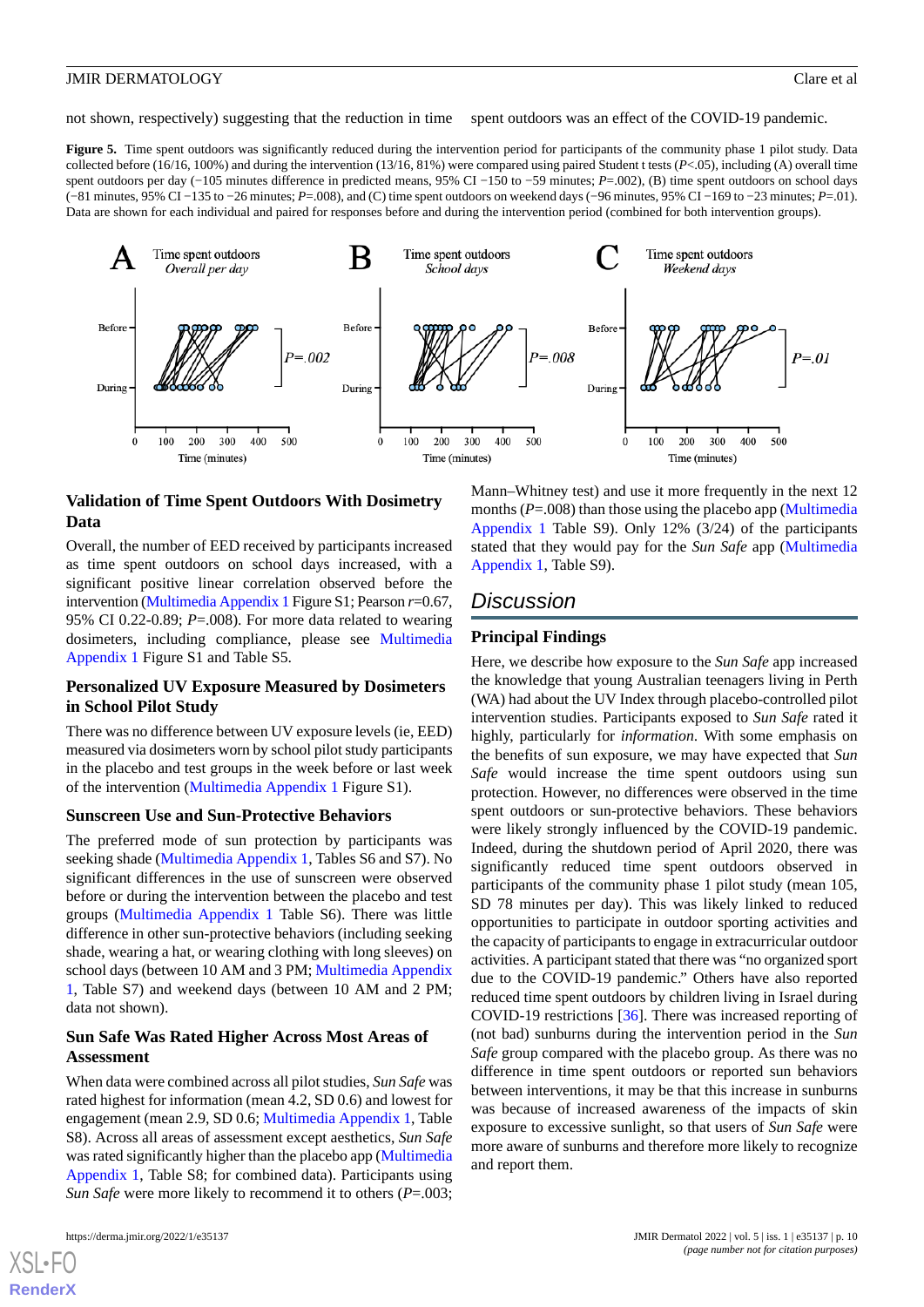not shown, respectively) suggesting that the reduction in time spent outdoors was an effect of the COVID-19 pandemic.

**Figure 5.** Time spent outdoors was significantly reduced during the intervention period for participants of the community phase 1 pilot study. Data collected before (16/16, 100%) and during the intervention (13/16, 81%) were compared using paired Student t tests ($P$<.05), including (A) overall time spent outdoors per day (−105 minutes difference in predicted means, 95% CI −150 to −59 minutes; $P$=.002), (B) time spent outdoors on school days (−81 minutes, 95% CI −135 to −26 minutes; $P$=.008), and (C) time spent outdoors on weekend days (−96 minutes, 95% CI −169 to −23 minutes; $P$=.01). Data are shown for each individual and paired for responses before and during the intervention period (combined for both intervention groups).

### Validation of Time Spent Outdoors With Dosimetry Data

Overall, the number of EED received by participants increased as time spent outdoors on school days increased, with a significant positive linear correlation observed before the intervention (Multimedia Appendix 1 Figure S1; Pearson $r$=0.67, 95% CI 0.22-0.89; $P$=.008). For more data related to wearing dosimeters, including compliance, please see Multimedia Appendix 1 Figure S1 and Table S5.

### Personalized UV Exposure Measured by Dosimeters in School Pilot Study

There was no difference between UV exposure levels (ie, EED) measured via dosimeters worn by school pilot study participants in the placebo and test groups in the week before or last week of the intervention (Multimedia Appendix 1 Figure S1).

### Sunscreen Use and Sun-Protective Behaviors

The preferred mode of sun protection by participants was seeking shade (Multimedia Appendix 1, Tables S6 and S7). No significant differences in the use of sunscreen were observed before or during the intervention between the placebo and test groups (Multimedia Appendix 1 Table S6). There was little difference in other sun-protective behaviors (including seeking shade, wearing a hat, or wearing clothing with long sleeves) on school days (between 10 AM and 3 PM; Multimedia Appendix 1, Table S7) and weekend days (between 10 AM and 2 PM; data not shown).

### Sun Safe Was Rated Higher Across Most Areas of Assessment

When data were combined across all pilot studies, *Sun Safe* was rated highest for information (mean 4.2, SD 0.6) and lowest for engagement (mean 2.9, SD 0.6; Multimedia Appendix 1, Table S8). Across all areas of assessment except aesthetics, *Sun Safe* was rated significantly higher than the placebo app (Multimedia Appendix 1, Table S8; for combined data). Participants using *Sun Safe* were more likely to recommend it to others ($P$=.003; Mann–Whitney test) and use it more frequently in the next 12 months ($P$=.008) than those using the placebo app (Multimedia Appendix 1 Table S9). Only 12% (3/24) of the participants stated that they would pay for the *Sun Safe* app (Multimedia Appendix 1, Table S9).

## Discussion

### Principal Findings

Here, we describe how exposure to the *Sun Safe* app increased the knowledge that young Australian teenagers living in Perth (WA) had about the UV Index through placebo-controlled pilot intervention studies. Participants exposed to *Sun Safe* rated it highly, particularly for *information*. With some emphasis on the benefits of sun exposure, we may have expected that *Sun Safe* would increase the time spent outdoors using sun protection. However, no differences were observed in the time spent outdoors or sun-protective behaviors. These behaviors were likely strongly influenced by the COVID-19 pandemic. Indeed, during the shutdown period of April 2020, there was significantly reduced time spent outdoors observed in participants of the community phase 1 pilot study (mean 105, SD 78 minutes per day). This was likely linked to reduced opportunities to participate in outdoor sporting activities and the capacity of participants to engage in extracurricular outdoor activities. A participant stated that there was "no organized sport due to the COVID-19 pandemic." Others have also reported reduced time spent outdoors by children living in Israel during COVID-19 restrictions [36]. There was increased reporting of (not bad) sunburns during the intervention period in the *Sun Safe* group compared with the placebo group. As there was no difference in time spent outdoors or reported sun behaviors between interventions, it may be that this increase in sunburns was because of increased awareness of the impacts of skin exposure to excessive sunlight, so that users of *Sun Safe* were more aware of sunburns and therefore more likely to recognize and report them.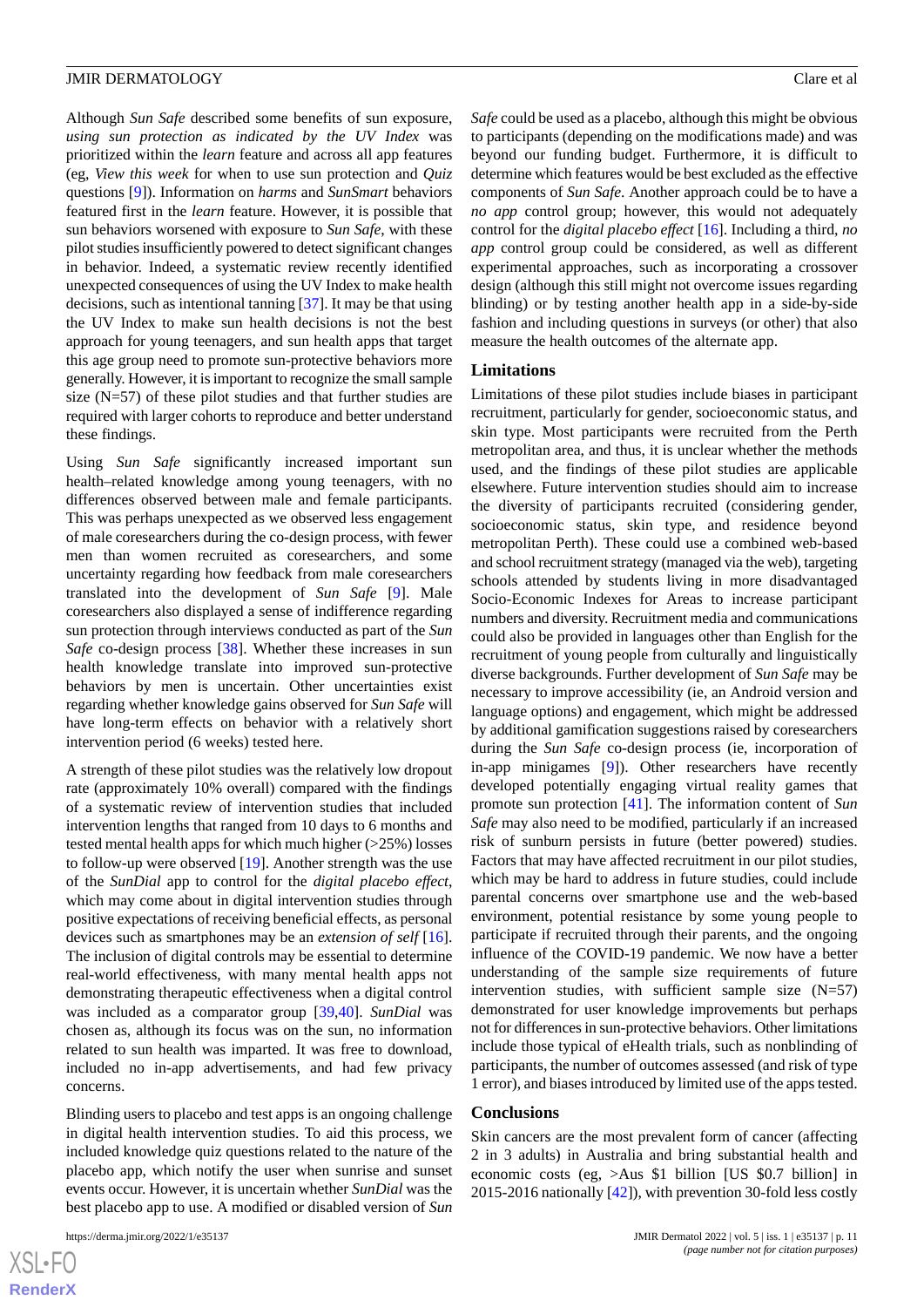Although *Sun Safe* described some benefits of sun exposure, *using sun protection as indicated by the UV Index* was prioritized within the *learn* feature and across all app features (eg, *View this week* for when to use sun protection and *Quiz* questions [9]). Information on *harms* and *SunSmart* behaviors featured first in the *learn* feature. However, it is possible that sun behaviors worsened with exposure to *Sun Safe*, with these pilot studies insufficiently powered to detect significant changes in behavior. Indeed, a systematic review recently identified unexpected consequences of using the UV Index to make health decisions, such as intentional tanning [37]. It may be that using the UV Index to make sun health decisions is not the best approach for young teenagers, and sun health apps that target this age group need to promote sun-protective behaviors more generally. However, it is important to recognize the small sample size (N=57) of these pilot studies and that further studies are required with larger cohorts to reproduce and better understand these findings.

Using *Sun Safe* significantly increased important sun health–related knowledge among young teenagers, with no differences observed between male and female participants. This was perhaps unexpected as we observed less engagement of male coresearchers during the co-design process, with fewer men than women recruited as coresearchers, and some uncertainty regarding how feedback from male coresearchers translated into the development of *Sun Safe* [9]. Male coresearchers also displayed a sense of indifference regarding sun protection through interviews conducted as part of the *Sun Safe* co-design process [38]. Whether these increases in sun health knowledge translate into improved sun-protective behaviors by men is uncertain. Other uncertainties exist regarding whether knowledge gains observed for *Sun Safe* will have long-term effects on behavior with a relatively short intervention period (6 weeks) tested here.

A strength of these pilot studies was the relatively low dropout rate (approximately 10% overall) compared with the findings of a systematic review of intervention studies that included intervention lengths that ranged from 10 days to 6 months and tested mental health apps for which much higher (>25%) losses to follow-up were observed [19]. Another strength was the use of the *SunDial* app to control for the *digital placebo effect*, which may come about in digital intervention studies through positive expectations of receiving beneficial effects, as personal devices such as smartphones may be an *extension of self* [16]. The inclusion of digital controls may be essential to determine real-world effectiveness, with many mental health apps not demonstrating therapeutic effectiveness when a digital control was included as a comparator group [39,40]. *SunDial* was chosen as, although its focus was on the sun, no information related to sun health was imparted. It was free to download, included no in-app advertisements, and had few privacy concerns.

Blinding users to placebo and test apps is an ongoing challenge in digital health intervention studies. To aid this process, we included knowledge quiz questions related to the nature of the placebo app, which notify the user when sunrise and sunset events occur. However, it is uncertain whether *SunDial* was the best placebo app to use. A modified or disabled version of *Sun Safe* could be used as a placebo, although this might be obvious to participants (depending on the modifications made) and was beyond our funding budget. Furthermore, it is difficult to determine which features would be best excluded as the effective components of *Sun Safe*. Another approach could be to have a *no app* control group; however, this would not adequately control for the *digital placebo effect* [16]. Including a third, *no app* control group could be considered, as well as different experimental approaches, such as incorporating a crossover design (although this still might not overcome issues regarding blinding) or by testing another health app in a side-by-side fashion and including questions in surveys (or other) that also measure the health outcomes of the alternate app.

## Limitations

Limitations of these pilot studies include biases in participant recruitment, particularly for gender, socioeconomic status, and skin type. Most participants were recruited from the Perth metropolitan area, and thus, it is unclear whether the methods used, and the findings of these pilot studies are applicable elsewhere. Future intervention studies should aim to increase the diversity of participants recruited (considering gender, socioeconomic status, skin type, and residence beyond metropolitan Perth). These could use a combined web-based and school recruitment strategy (managed via the web), targeting schools attended by students living in more disadvantaged Socio-Economic Indexes for Areas to increase participant numbers and diversity. Recruitment media and communications could also be provided in languages other than English for the recruitment of young people from culturally and linguistically diverse backgrounds. Further development of *Sun Safe* may be necessary to improve accessibility (ie, an Android version and language options) and engagement, which might be addressed by additional gamification suggestions raised by coresearchers during the *Sun Safe* co-design process (ie, incorporation of in-app minigames [9]). Other researchers have recently developed potentially engaging virtual reality games that promote sun protection [41]. The information content of *Sun Safe* may also need to be modified, particularly if an increased risk of sunburn persists in future (better powered) studies. Factors that may have affected recruitment in our pilot studies, which may be hard to address in future studies, could include parental concerns over smartphone use and the web-based environment, potential resistance by some young people to participate if recruited through their parents, and the ongoing influence of the COVID-19 pandemic. We now have a better understanding of the sample size requirements of future intervention studies, with sufficient sample size (N=57) demonstrated for user knowledge improvements but perhaps not for differences in sun-protective behaviors. Other limitations include those typical of eHealth trials, such as nonblinding of participants, the number of outcomes assessed (and risk of type 1 error), and biases introduced by limited use of the apps tested.

## Conclusions

Skin cancers are the most prevalent form of cancer (affecting 2 in 3 adults) in Australia and bring substantial health and economic costs (eg, >Aus $1 billion [US $0.7 billion] in 2015-2016 nationally [42]), with prevention 30-fold less costly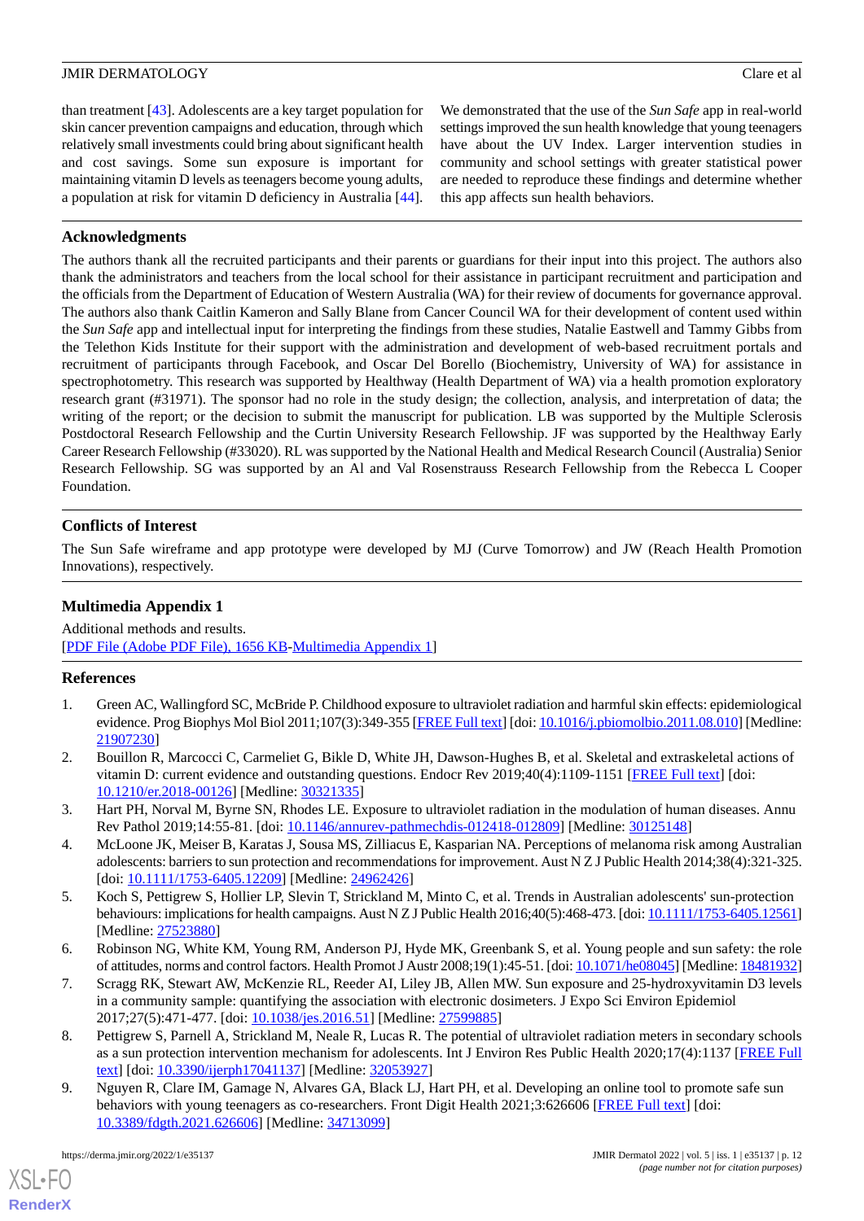than treatment [43]. Adolescents are a key target population for skin cancer prevention campaigns and education, through which relatively small investments could bring about significant health and cost savings. Some sun exposure is important for maintaining vitamin D levels as teenagers become young adults, a population at risk for vitamin D deficiency in Australia [44].

We demonstrated that the use of the *Sun Safe* app in real-world settings improved the sun health knowledge that young teenagers have about the UV Index. Larger intervention studies in community and school settings with greater statistical power are needed to reproduce these findings and determine whether this app affects sun health behaviors.

## Acknowledgments

The authors thank all the recruited participants and their parents or guardians for their input into this project. The authors also thank the administrators and teachers from the local school for their assistance in participant recruitment and participation and the officials from the Department of Education of Western Australia (WA) for their review of documents for governance approval. The authors also thank Caitlin Kameron and Sally Blane from Cancer Council WA for their development of content used within the *Sun Safe* app and intellectual input for interpreting the findings from these studies, Natalie Eastwell and Tammy Gibbs from the Telethon Kids Institute for their support with the administration and development of web-based recruitment portals and recruitment of participants through Facebook, and Oscar Del Borello (Biochemistry, University of WA) for assistance in spectrophotometry. This research was supported by Healthway (Health Department of WA) via a health promotion exploratory research grant (#31971). The sponsor had no role in the study design; the collection, analysis, and interpretation of data; the writing of the report; or the decision to submit the manuscript for publication. LB was supported by the Multiple Sclerosis Postdoctoral Research Fellowship and the Curtin University Research Fellowship. JF was supported by the Healthway Early Career Research Fellowship (#33020). RL was supported by the National Health and Medical Research Council (Australia) Senior Research Fellowship. SG was supported by an Al and Val Rosenstrauss Research Fellowship from the Rebecca L Cooper Foundation.

## Conflicts of Interest

The Sun Safe wireframe and app prototype were developed by MJ (Curve Tomorrow) and JW (Reach Health Promotion Innovations), respectively.

## Multimedia Appendix 1

Additional methods and results.
[PDF File (Adobe PDF File), 1656 KB-Multimedia Appendix 1]

## References

1. Green AC, Wallingford SC, McBride P. Childhood exposure to ultraviolet radiation and harmful skin effects: epidemiological evidence. Prog Biophys Mol Biol 2011;107(3):349-355 [FREE Full text] [doi: 10.1016/j.pbiomolbio.2011.08.010] [Medline: 21907230]
2. Bouillon R, Marcocci C, Carmeliet G, Bikle D, White JH, Dawson-Hughes B, et al. Skeletal and extraskeletal actions of vitamin D: current evidence and outstanding questions. Endocr Rev 2019;40(4):1109-1151 [FREE Full text] [doi: 10.1210/er.2018-00126] [Medline: 30321335]
3. Hart PH, Norval M, Byrne SN, Rhodes LE. Exposure to ultraviolet radiation in the modulation of human diseases. Annu Rev Pathol 2019;14:55-81. [doi: 10.1146/annurev-pathmechdis-012418-012809] [Medline: 30125148]
4. McLoone JK, Meiser B, Karatas J, Sousa MS, Zilliacus E, Kasparian NA. Perceptions of melanoma risk among Australian adolescents: barriers to sun protection and recommendations for improvement. Aust N Z J Public Health 2014;38(4):321-325. [doi: 10.1111/1753-6405.12209] [Medline: 24962426]
5. Koch S, Pettigrew S, Hollier LP, Slevin T, Strickland M, Minto C, et al. Trends in Australian adolescents' sun-protection behaviours: implications for health campaigns. Aust N Z J Public Health 2016;40(5):468-473. [doi: 10.1111/1753-6405.12561] [Medline: 27523880]
6. Robinson NG, White KM, Young RM, Anderson PJ, Hyde MK, Greenbank S, et al. Young people and sun safety: the role of attitudes, norms and control factors. Health Promot J Austr 2008;19(1):45-51. [doi: 10.1071/he08045] [Medline: 18481932]
7. Scragg RK, Stewart AW, McKenzie RL, Reeder AI, Liley JB, Allen MW. Sun exposure and 25-hydroxyvitamin D3 levels in a community sample: quantifying the association with electronic dosimeters. J Expo Sci Environ Epidemiol 2017;27(5):471-477. [doi: 10.1038/jes.2016.51] [Medline: 27599885]
8. Pettigrew S, Parnell A, Strickland M, Neale R, Lucas R. The potential of ultraviolet radiation meters in secondary schools as a sun protection intervention mechanism for adolescents. Int J Environ Res Public Health 2020;17(4):1137 [FREE Full text] [doi: 10.3390/ijerph17041137] [Medline: 32053927]
9. Nguyen R, Clare IM, Gamage N, Alvares GA, Black LJ, Hart PH, et al. Developing an online tool to promote safe sun behaviors with young teenagers as co-researchers. Front Digit Health 2021;3:626606 [FREE Full text] [doi: 10.3389/fdgth.2021.626606] [Medline: 34713099]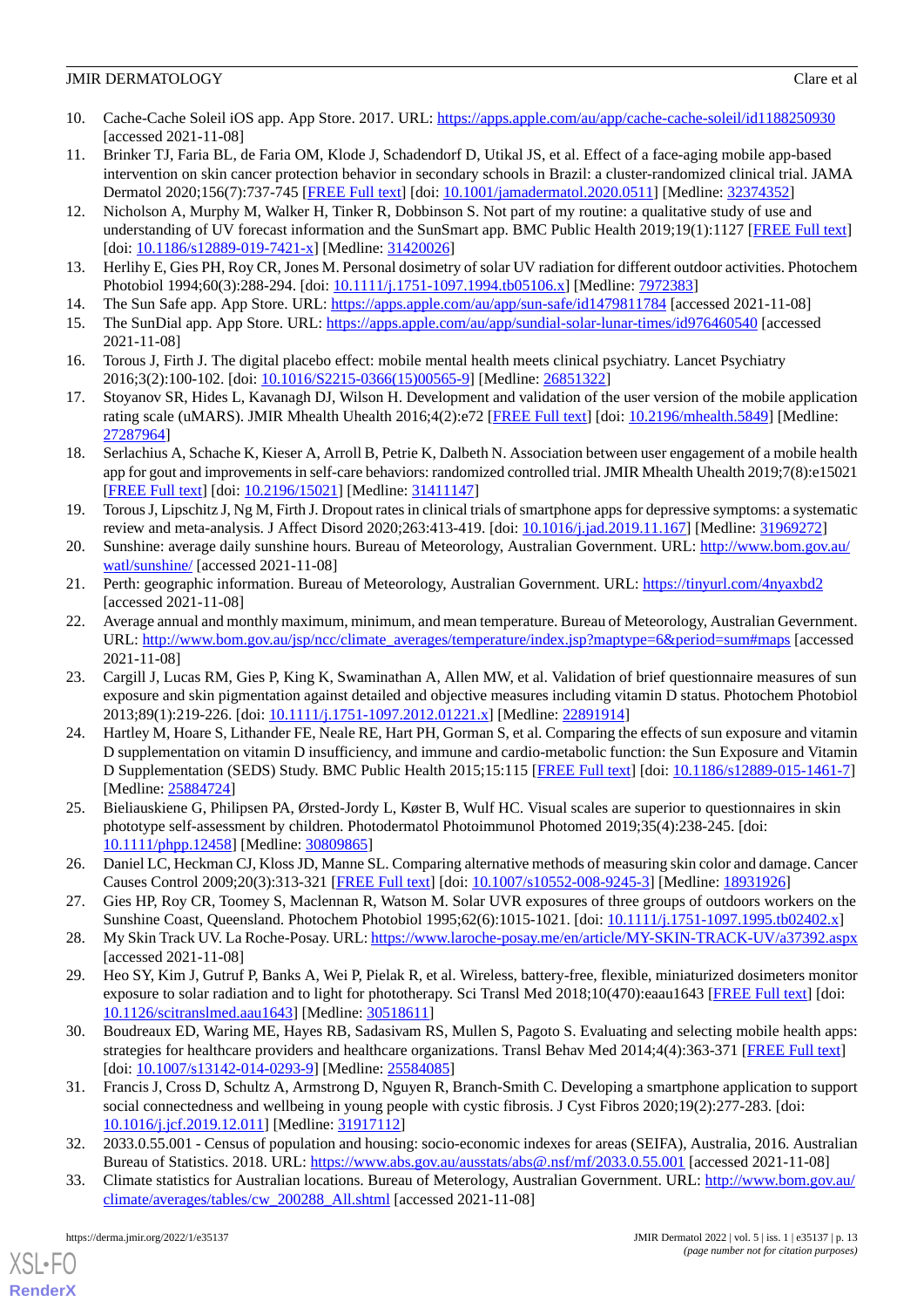10. Cache-Cache Soleil iOS app. App Store. 2017. URL: https://apps.apple.com/au/app/cache-cache-soleil/id1188250930 [accessed 2021-11-08]
11. Brinker TJ, Faria BL, de Faria OM, Klode J, Schadendorf D, Utikal JS, et al. Effect of a face-aging mobile app-based intervention on skin cancer protection behavior in secondary schools in Brazil: a cluster-randomized clinical trial. JAMA Dermatol 2020;156(7):737-745 [FREE Full text] [doi: 10.1001/jamadermatol.2020.0511] [Medline: 32374352]
12. Nicholson A, Murphy M, Walker H, Tinker R, Dobbinson S. Not part of my routine: a qualitative study of use and understanding of UV forecast information and the SunSmart app. BMC Public Health 2019;19(1):1127 [FREE Full text] [doi: 10.1186/s12889-019-7421-x] [Medline: 31420026]
13. Herlihy E, Gies PH, Roy CR, Jones M. Personal dosimetry of solar UV radiation for different outdoor activities. Photochem Photobiol 1994;60(3):288-294. [doi: 10.1111/j.1751-1097.1994.tb05106.x] [Medline: 7972383]
14. The Sun Safe app. App Store. URL: https://apps.apple.com/au/app/sun-safe/id1479811784 [accessed 2021-11-08]
15. The SunDial app. App Store. URL: https://apps.apple.com/au/app/sundial-solar-lunar-times/id976460540 [accessed 2021-11-08]
16. Torous J, Firth J. The digital placebo effect: mobile mental health meets clinical psychiatry. Lancet Psychiatry 2016;3(2):100-102. [doi: 10.1016/S2215-0366(15)00565-9] [Medline: 26851322]
17. Stoyanov SR, Hides L, Kavanagh DJ, Wilson H. Development and validation of the user version of the mobile application rating scale (uMARS). JMIR Mhealth Uhealth 2016;4(2):e72 [FREE Full text] [doi: 10.2196/mhealth.5849] [Medline: 27287964]
18. Serlachius A, Schache K, Kieser A, Arroll B, Petrie K, Dalbeth N. Association between user engagement of a mobile health app for gout and improvements in self-care behaviors: randomized controlled trial. JMIR Mhealth Uhealth 2019;7(8):e15021 [FREE Full text] [doi: 10.2196/15021] [Medline: 31411147]
19. Torous J, Lipschitz J, Ng M, Firth J. Dropout rates in clinical trials of smartphone apps for depressive symptoms: a systematic review and meta-analysis. J Affect Disord 2020;263:413-419. [doi: 10.1016/j.jad.2019.11.167] [Medline: 31969272]
20. Sunshine: average daily sunshine hours. Bureau of Meteorology, Australian Government. URL: http://www.bom.gov.au/watl/sunshine/ [accessed 2021-11-08]
21. Perth: geographic information. Bureau of Meteorology, Australian Government. URL: https://tinyurl.com/4nyaxbd2 [accessed 2021-11-08]
22. Average annual and monthly maximum, minimum, and mean temperature. Bureau of Meteorology, Australian Government. URL: http://www.bom.gov.au/jsp/ncc/climate_averages/temperature/index.jsp?maptype=6&period=sum#maps [accessed 2021-11-08]
23. Cargill J, Lucas RM, Gies P, King K, Swaminathan A, Allen MW, et al. Validation of brief questionnaire measures of sun exposure and skin pigmentation against detailed and objective measures including vitamin D status. Photochem Photobiol 2013;89(1):219-226. [doi: 10.1111/j.1751-1097.2012.01221.x] [Medline: 22891914]
24. Hartley M, Hoare S, Lithander FE, Neale RE, Hart PH, Gorman S, et al. Comparing the effects of sun exposure and vitamin D supplementation on vitamin D insufficiency, and immune and cardio-metabolic function: the Sun Exposure and Vitamin D Supplementation (SEDS) Study. BMC Public Health 2015;15:115 [FREE Full text] [doi: 10.1186/s12889-015-1461-7] [Medline: 25884724]
25. Bieliauskiene G, Philipsen PA, Ørsted-Jordy L, Køster B, Wulf HC. Visual scales are superior to questionnaires in skin phototype self-assessment by children. Photodermatol Photoimmunol Photomed 2019;35(4):238-245. [doi: 10.1111/phpp.12458] [Medline: 30809865]
26. Daniel LC, Heckman CJ, Kloss JD, Manne SL. Comparing alternative methods of measuring skin color and damage. Cancer Causes Control 2009;20(3):313-321 [FREE Full text] [doi: 10.1007/s10552-008-9245-3] [Medline: 18931926]
27. Gies HP, Roy CR, Toomey S, Maclennan R, Watson M. Solar UVR exposures of three groups of outdoors workers on the Sunshine Coast, Queensland. Photochem Photobiol 1995;62(6):1015-1021. [doi: 10.1111/j.1751-1097.1995.tb02402.x]
28. My Skin Track UV. La Roche-Posay. URL: https://www.laroche-posay.me/en/article/MY-SKIN-TRACK-UV/a37392.aspx [accessed 2021-11-08]
29. Heo SY, Kim J, Gutruf P, Banks A, Wei P, Pielak R, et al. Wireless, battery-free, flexible, miniaturized dosimeters monitor exposure to solar radiation and to light for phototherapy. Sci Transl Med 2018;10(470):eaau1643 [FREE Full text] [doi: 10.1126/scitranslmed.aau1643] [Medline: 30518611]
30. Boudreaux ED, Waring ME, Hayes RB, Sadasivam RS, Mullen S, Pagoto S. Evaluating and selecting mobile health apps: strategies for healthcare providers and healthcare organizations. Transl Behav Med 2014;4(4):363-371 [FREE Full text] [doi: 10.1007/s13142-014-0293-9] [Medline: 25584085]
31. Francis J, Cross D, Schultz A, Armstrong D, Nguyen R, Branch-Smith C. Developing a smartphone application to support social connectedness and wellbeing in young people with cystic fibrosis. J Cyst Fibros 2020;19(2):277-283. [doi: 10.1016/j.jcf.2019.12.011] [Medline: 31917112]
32. 2033.0.55.001 - Census of population and housing: socio-economic indexes for areas (SEIFA), Australia, 2016. Australian Bureau of Statistics. 2018. URL: https://www.abs.gov.au/ausstats/abs@.nsf/mf/2033.0.55.001 [accessed 2021-11-08]
33. Climate statistics for Australian locations. Bureau of Meterology, Australian Government. URL: http://www.bom.gov.au/climate/averages/tables/cw_200288_All.shtml [accessed 2021-11-08]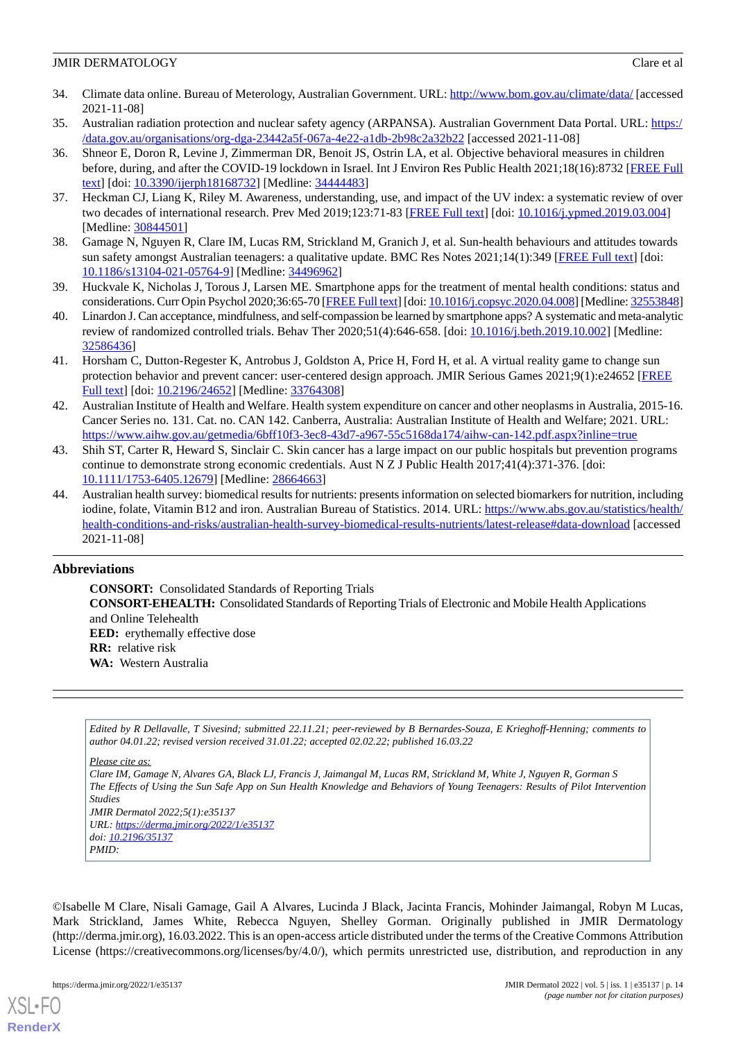34. Climate data online. Bureau of Meterology, Australian Government. URL: http://www.bom.gov.au/climate/data/ [accessed 2021-11-08]
35. Australian radiation protection and nuclear safety agency (ARPANSA). Australian Government Data Portal. URL: https://data.gov.au/organisations/org-dga-23442a5f-067a-4e22-a1db-2b98c2a32b22 [accessed 2021-11-08]
36. Shneor E, Doron R, Levine J, Zimmerman DR, Benoit JS, Ostrin LA, et al. Objective behavioral measures in children before, during, and after the COVID-19 lockdown in Israel. Int J Environ Res Public Health 2021;18(16):8732 [FREE Full text] [doi: 10.3390/ijerph18168732] [Medline: 34444483]
37. Heckman CJ, Liang K, Riley M. Awareness, understanding, use, and impact of the UV index: a systematic review of over two decades of international research. Prev Med 2019;123:71-83 [FREE Full text] [doi: 10.1016/j.ypmed.2019.03.004] [Medline: 30844501]
38. Gamage N, Nguyen R, Clare IM, Lucas RM, Strickland M, Granich J, et al. Sun-health behaviours and attitudes towards sun safety amongst Australian teenagers: a qualitative update. BMC Res Notes 2021;14(1):349 [FREE Full text] [doi: 10.1186/s13104-021-05764-9] [Medline: 34496962]
39. Huckvale K, Nicholas J, Torous J, Larsen ME. Smartphone apps for the treatment of mental health conditions: status and considerations. Curr Opin Psychol 2020;36:65-70 [FREE Full text] [doi: 10.1016/j.copsyc.2020.04.008] [Medline: 32553848]
40. Linardon J. Can acceptance, mindfulness, and self-compassion be learned by smartphone apps? A systematic and meta-analytic review of randomized controlled trials. Behav Ther 2020;51(4):646-658. [doi: 10.1016/j.beth.2019.10.002] [Medline: 32586436]
41. Horsham C, Dutton-Regester K, Antrobus J, Goldston A, Price H, Ford H, et al. A virtual reality game to change sun protection behavior and prevent cancer: user-centered design approach. JMIR Serious Games 2021;9(1):e24652 [FREE Full text] [doi: 10.2196/24652] [Medline: 33764308]
42. Australian Institute of Health and Welfare. Health system expenditure on cancer and other neoplasms in Australia, 2015-16. Cancer Series no. 131. Cat. no. CAN 142. Canberra, Australia: Australian Institute of Health and Welfare; 2021. URL: https://www.aihw.gov.au/getmedia/6bff10f3-3ec8-43d7-a967-55c5168da174/aihw-can-142.pdf.aspx?inline=true
43. Shih ST, Carter R, Heward S, Sinclair C. Skin cancer has a large impact on our public hospitals but prevention programs continue to demonstrate strong economic credentials. Aust N Z J Public Health 2017;41(4):371-376. [doi: 10.1111/1753-6405.12679] [Medline: 28664663]
44. Australian health survey: biomedical results for nutrients: presents information on selected biomarkers for nutrition, including iodine, folate, Vitamin B12 and iron. Australian Bureau of Statistics. 2014. URL: https://www.abs.gov.au/statistics/health/health-conditions-and-risks/australian-health-survey-biomedical-results-nutrients/latest-release#data-download [accessed 2021-11-08]

## Abbreviations

**CONSORT:** Consolidated Standards of Reporting Trials
**CONSORT-EHEALTH:** Consolidated Standards of Reporting Trials of Electronic and Mobile Health Applications and Online Telehealth
**EED:** erythemally effective dose
**RR:** relative risk
**WA:** Western Australia

---

*Edited by R Dellavalle, T Sivesind; submitted 22.11.21; peer-reviewed by B Bernardes-Souza, E Krieghoff-Henning; comments to author 04.01.22; revised version received 31.01.22; accepted 02.02.22; published 16.03.22*

*Please cite as:*
*Clare IM, Gamage N, Alvares GA, Black LJ, Francis J, Jaimangal M, Lucas RM, Strickland M, White J, Nguyen R, Gorman S*
*The Effects of Using the Sun Safe App on Sun Health Knowledge and Behaviors of Young Teenagers: Results of Pilot Intervention Studies*
*JMIR Dermatol 2022;5(1):e35137*
*URL: https://derma.jmir.org/2022/1/e35137*
*doi: 10.2196/35137*
*PMID:*

©Isabelle M Clare, Nisali Gamage, Gail A Alvares, Lucinda J Black, Jacinta Francis, Mohinder Jaimangal, Robyn M Lucas, Mark Strickland, James White, Rebecca Nguyen, Shelley Gorman. Originally published in JMIR Dermatology (http://derma.jmir.org), 16.03.2022. This is an open-access article distributed under the terms of the Creative Commons Attribution License (https://creativecommons.org/licenses/by/4.0/), which permits unrestricted use, distribution, and reproduction in any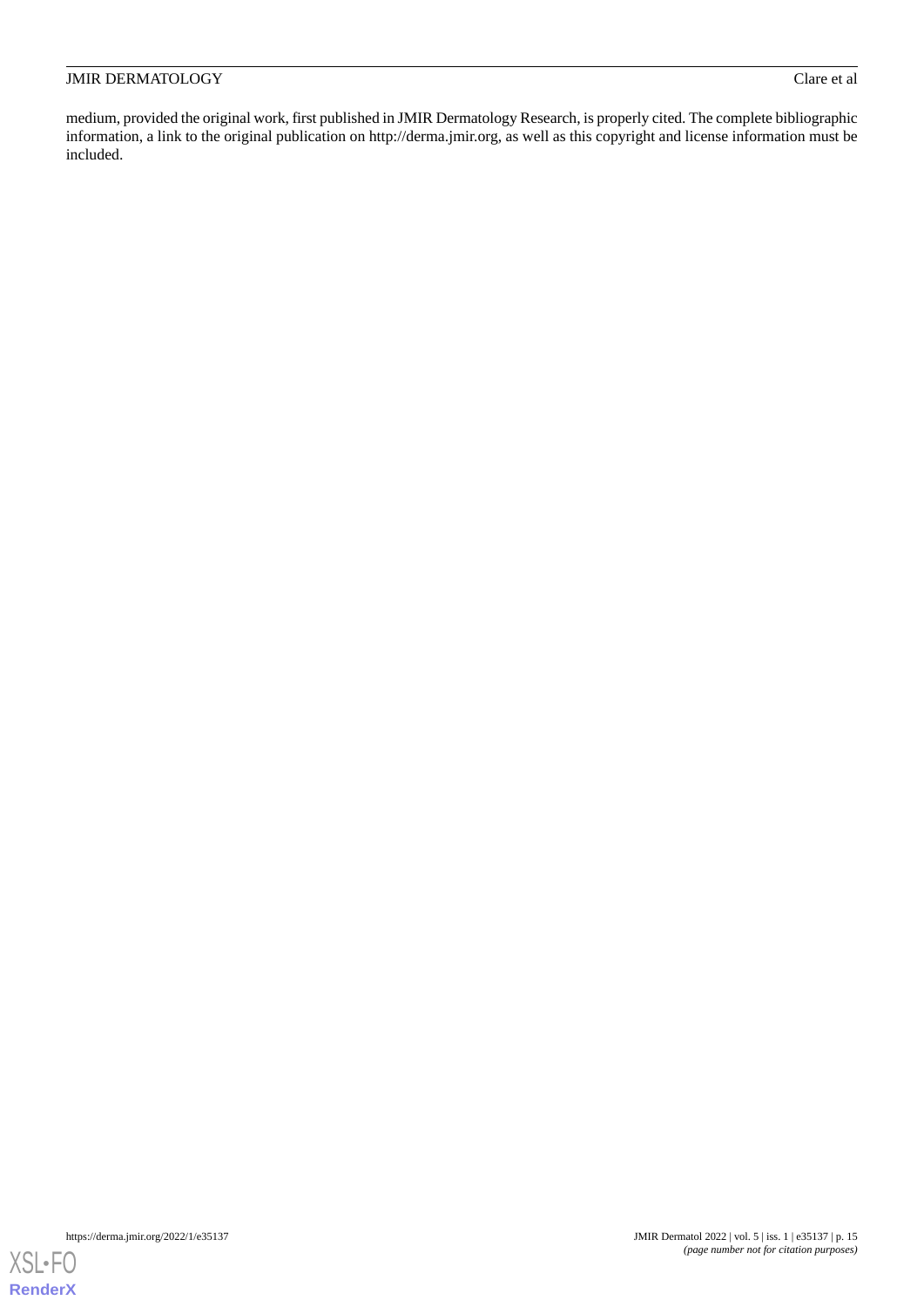medium, provided the original work, first published in JMIR Dermatology Research, is properly cited. The complete bibliographic information, a link to the original publication on http://derma.jmir.org, as well as this copyright and license information must be included.